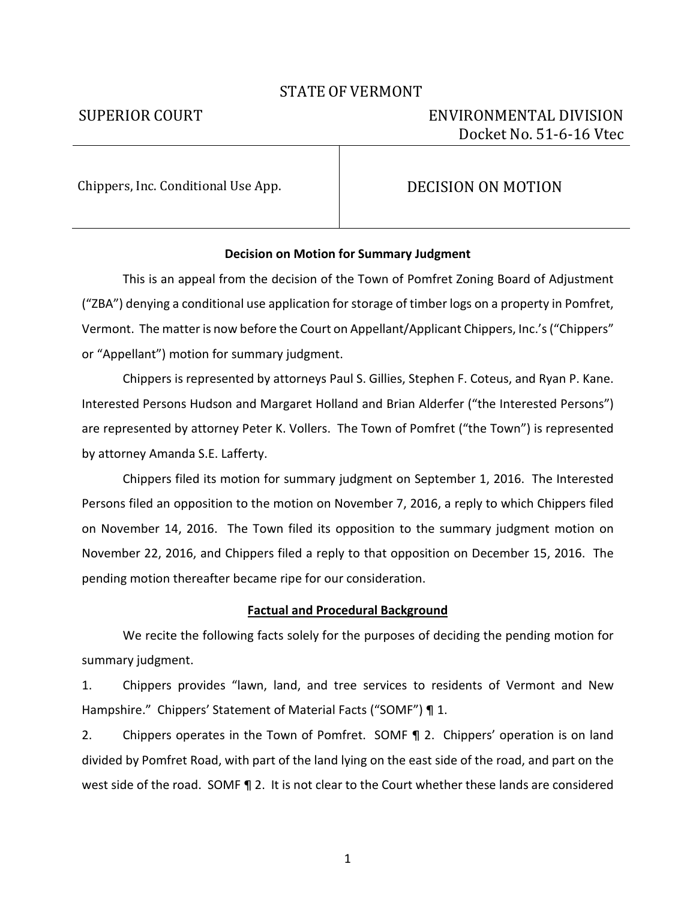STATE OF VERMONT

SUPERIOR COURT ENVIRONMENTAL DIVISION
Docket No. 51-6-16 Vtec

| Chippers, Inc. Conditional Use App. | DECISION ON MOTION |
|---|---|

**Decision on Motion for Summary Judgment**

This is an appeal from the decision of the Town of Pomfret Zoning Board of Adjustment ("ZBA") denying a conditional use application for storage of timber logs on a property in Pomfret, Vermont. The matter is now before the Court on Appellant/Applicant Chippers, Inc.'s ("Chippers" or "Appellant") motion for summary judgment.

Chippers is represented by attorneys Paul S. Gillies, Stephen F. Coteus, and Ryan P. Kane. Interested Persons Hudson and Margaret Holland and Brian Alderfer ("the Interested Persons") are represented by attorney Peter K. Vollers. The Town of Pomfret ("the Town") is represented by attorney Amanda S.E. Lafferty.

Chippers filed its motion for summary judgment on September 1, 2016. The Interested Persons filed an opposition to the motion on November 7, 2016, a reply to which Chippers filed on November 14, 2016. The Town filed its opposition to the summary judgment motion on November 22, 2016, and Chippers filed a reply to that opposition on December 15, 2016. The pending motion thereafter became ripe for our consideration.

**Factual and Procedural Background**

We recite the following facts solely for the purposes of deciding the pending motion for summary judgment.

1. Chippers provides "lawn, land, and tree services to residents of Vermont and New Hampshire." Chippers' Statement of Material Facts ("SOMF") ¶ 1.

2. Chippers operates in the Town of Pomfret. SOMF ¶ 2. Chippers' operation is on land divided by Pomfret Road, with part of the land lying on the east side of the road, and part on the west side of the road. SOMF ¶ 2. It is not clear to the Court whether these lands are considered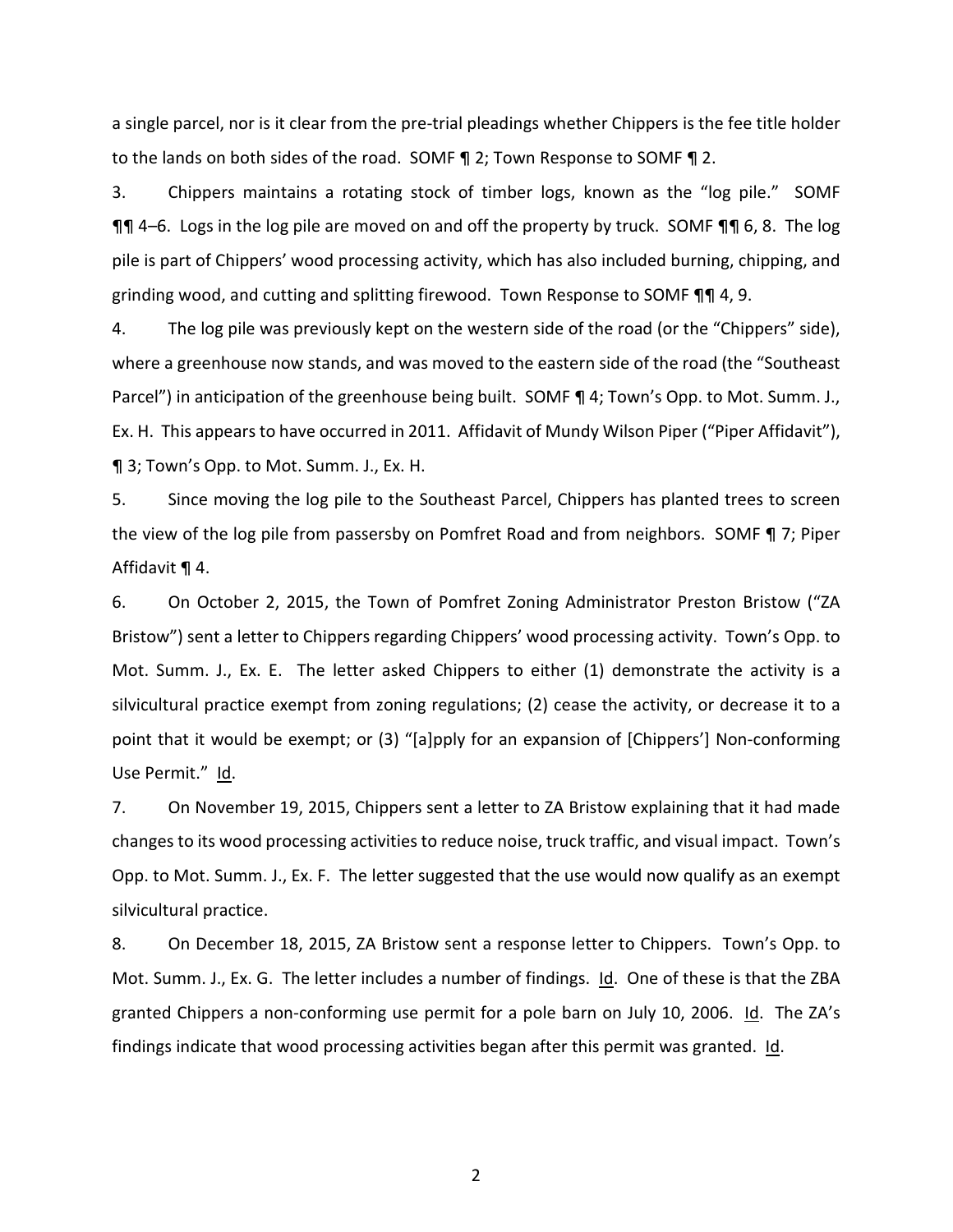a single parcel, nor is it clear from the pre-trial pleadings whether Chippers is the fee title holder to the lands on both sides of the road. SOMF ¶ 2; Town Response to SOMF ¶ 2.

3. Chippers maintains a rotating stock of timber logs, known as the "log pile." SOMF ¶¶ 4–6. Logs in the log pile are moved on and off the property by truck. SOMF ¶¶ 6, 8. The log pile is part of Chippers' wood processing activity, which has also included burning, chipping, and grinding wood, and cutting and splitting firewood. Town Response to SOMF ¶¶ 4, 9.

4. The log pile was previously kept on the western side of the road (or the "Chippers" side), where a greenhouse now stands, and was moved to the eastern side of the road (the "Southeast Parcel") in anticipation of the greenhouse being built. SOMF ¶ 4; Town's Opp. to Mot. Summ. J., Ex. H. This appears to have occurred in 2011. Affidavit of Mundy Wilson Piper ("Piper Affidavit"), ¶ 3; Town's Opp. to Mot. Summ. J., Ex. H.

5. Since moving the log pile to the Southeast Parcel, Chippers has planted trees to screen the view of the log pile from passersby on Pomfret Road and from neighbors. SOMF ¶ 7; Piper Affidavit ¶ 4.

6. On October 2, 2015, the Town of Pomfret Zoning Administrator Preston Bristow ("ZA Bristow") sent a letter to Chippers regarding Chippers' wood processing activity. Town's Opp. to Mot. Summ. J., Ex. E. The letter asked Chippers to either (1) demonstrate the activity is a silvicultural practice exempt from zoning regulations; (2) cease the activity, or decrease it to a point that it would be exempt; or (3) "[a]pply for an expansion of [Chippers'] Non-conforming Use Permit." Id.

7. On November 19, 2015, Chippers sent a letter to ZA Bristow explaining that it had made changes to its wood processing activities to reduce noise, truck traffic, and visual impact. Town's Opp. to Mot. Summ. J., Ex. F. The letter suggested that the use would now qualify as an exempt silvicultural practice.

8. On December 18, 2015, ZA Bristow sent a response letter to Chippers. Town's Opp. to Mot. Summ. J., Ex. G. The letter includes a number of findings. Id. One of these is that the ZBA granted Chippers a non-conforming use permit for a pole barn on July 10, 2006. Id. The ZA's findings indicate that wood processing activities began after this permit was granted. Id.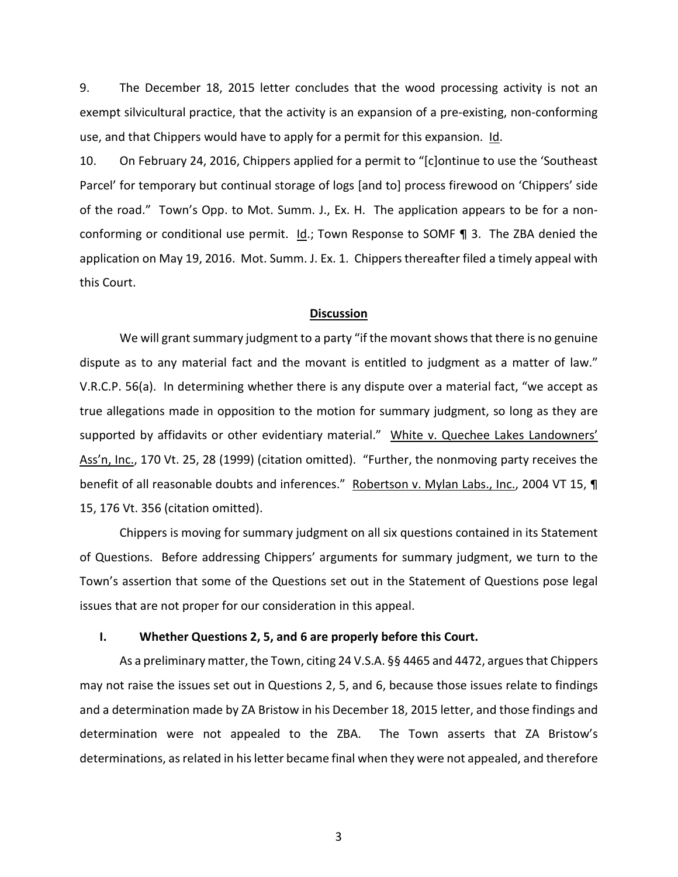9. The December 18, 2015 letter concludes that the wood processing activity is not an exempt silvicultural practice, that the activity is an expansion of a pre-existing, non-conforming use, and that Chippers would have to apply for a permit for this expansion. Id.

10. On February 24, 2016, Chippers applied for a permit to "[c]ontinue to use the 'Southeast Parcel' for temporary but continual storage of logs [and to] process firewood on 'Chippers' side of the road." Town's Opp. to Mot. Summ. J., Ex. H. The application appears to be for a non-conforming or conditional use permit. Id.; Town Response to SOMF ¶ 3. The ZBA denied the application on May 19, 2016. Mot. Summ. J. Ex. 1. Chippers thereafter filed a timely appeal with this Court.

## Discussion

We will grant summary judgment to a party "if the movant shows that there is no genuine dispute as to any material fact and the movant is entitled to judgment as a matter of law." V.R.C.P. 56(a). In determining whether there is any dispute over a material fact, "we accept as true allegations made in opposition to the motion for summary judgment, so long as they are supported by affidavits or other evidentiary material." White v. Quechee Lakes Landowners' Ass'n, Inc., 170 Vt. 25, 28 (1999) (citation omitted). "Further, the nonmoving party receives the benefit of all reasonable doubts and inferences." Robertson v. Mylan Labs., Inc., 2004 VT 15, ¶ 15, 176 Vt. 356 (citation omitted).

Chippers is moving for summary judgment on all six questions contained in its Statement of Questions. Before addressing Chippers' arguments for summary judgment, we turn to the Town's assertion that some of the Questions set out in the Statement of Questions pose legal issues that are not proper for our consideration in this appeal.

### I. Whether Questions 2, 5, and 6 are properly before this Court.

As a preliminary matter, the Town, citing 24 V.S.A. §§ 4465 and 4472, argues that Chippers may not raise the issues set out in Questions 2, 5, and 6, because those issues relate to findings and a determination made by ZA Bristow in his December 18, 2015 letter, and those findings and determination were not appealed to the ZBA. The Town asserts that ZA Bristow's determinations, as related in his letter became final when they were not appealed, and therefore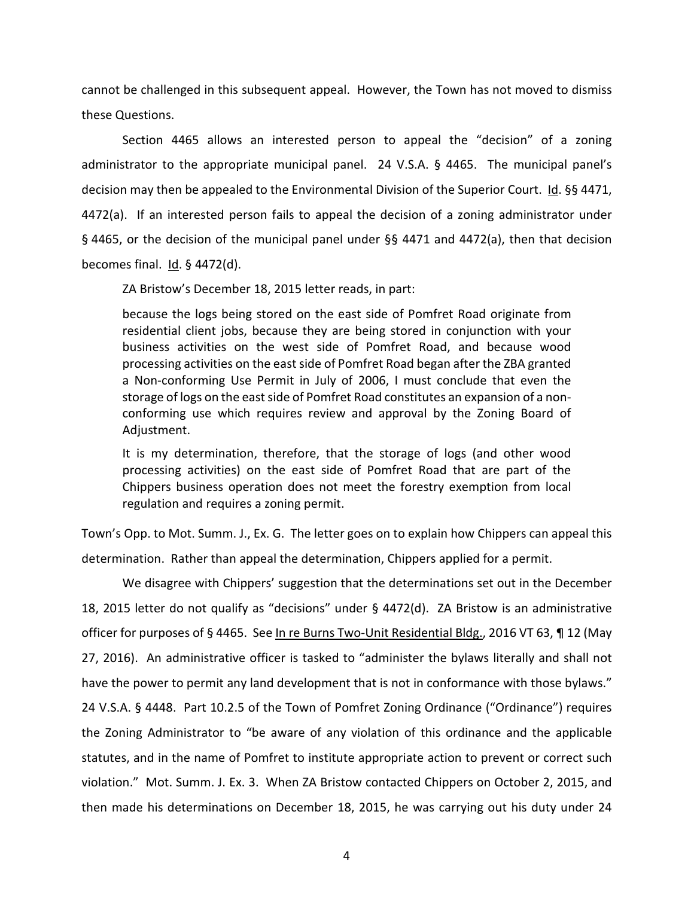cannot be challenged in this subsequent appeal. However, the Town has not moved to dismiss these Questions.

Section 4465 allows an interested person to appeal the "decision" of a zoning administrator to the appropriate municipal panel. 24 V.S.A. § 4465. The municipal panel's decision may then be appealed to the Environmental Division of the Superior Court. Id. §§ 4471, 4472(a). If an interested person fails to appeal the decision of a zoning administrator under § 4465, or the decision of the municipal panel under §§ 4471 and 4472(a), then that decision becomes final. Id. § 4472(d).

ZA Bristow's December 18, 2015 letter reads, in part:

> because the logs being stored on the east side of Pomfret Road originate from residential client jobs, because they are being stored in conjunction with your business activities on the west side of Pomfret Road, and because wood processing activities on the east side of Pomfret Road began after the ZBA granted a Non-conforming Use Permit in July of 2006, I must conclude that even the storage of logs on the east side of Pomfret Road constitutes an expansion of a non-conforming use which requires review and approval by the Zoning Board of Adjustment.
>
> It is my determination, therefore, that the storage of logs (and other wood processing activities) on the east side of Pomfret Road that are part of the Chippers business operation does not meet the forestry exemption from local regulation and requires a zoning permit.

Town's Opp. to Mot. Summ. J., Ex. G. The letter goes on to explain how Chippers can appeal this determination. Rather than appeal the determination, Chippers applied for a permit.

We disagree with Chippers' suggestion that the determinations set out in the December 18, 2015 letter do not qualify as "decisions" under § 4472(d). ZA Bristow is an administrative officer for purposes of § 4465. See In re Burns Two-Unit Residential Bldg., 2016 VT 63, ¶ 12 (May 27, 2016). An administrative officer is tasked to "administer the bylaws literally and shall not have the power to permit any land development that is not in conformance with those bylaws." 24 V.S.A. § 4448. Part 10.2.5 of the Town of Pomfret Zoning Ordinance ("Ordinance") requires the Zoning Administrator to "be aware of any violation of this ordinance and the applicable statutes, and in the name of Pomfret to institute appropriate action to prevent or correct such violation." Mot. Summ. J. Ex. 3. When ZA Bristow contacted Chippers on October 2, 2015, and then made his determinations on December 18, 2015, he was carrying out his duty under 24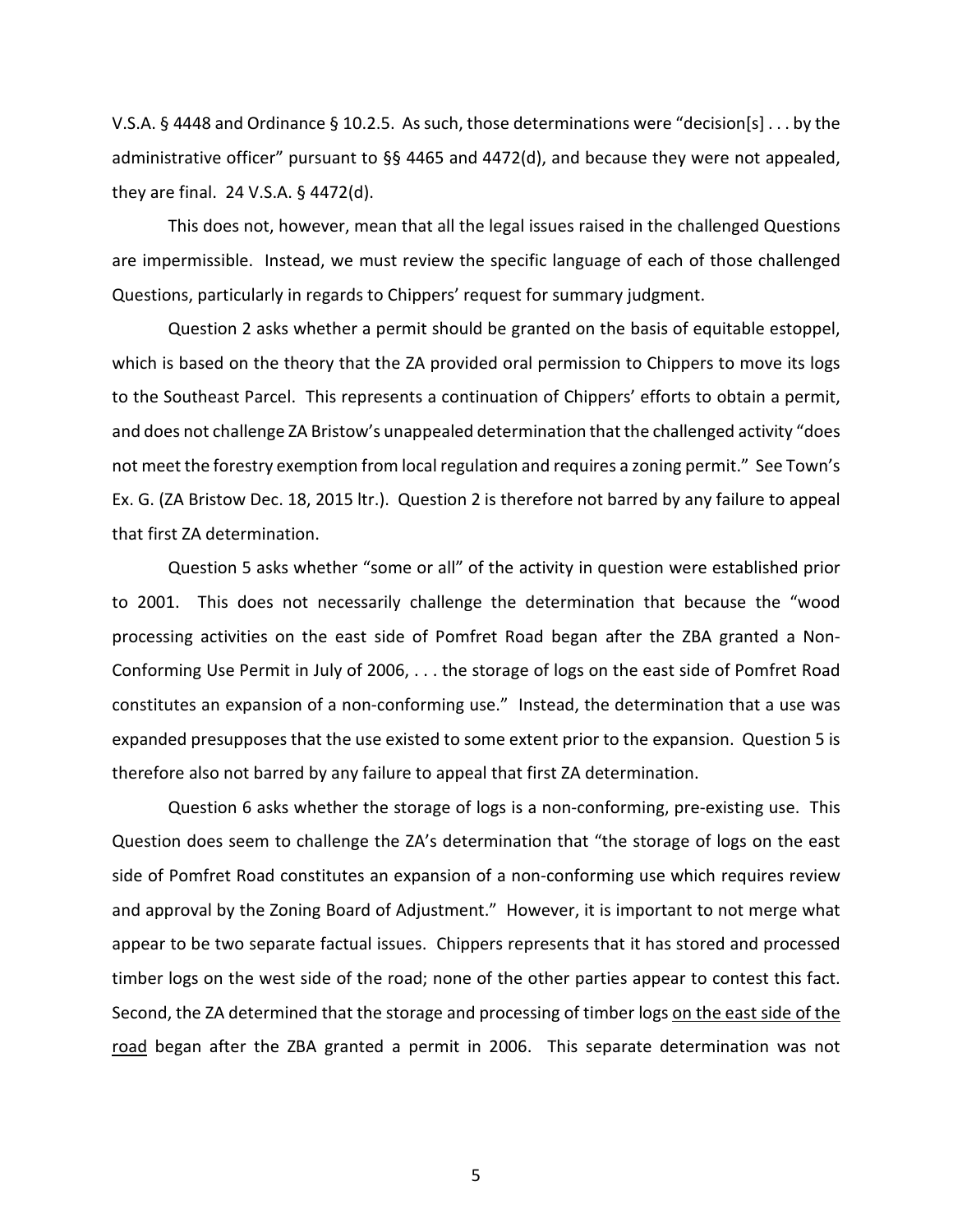V.S.A. § 4448 and Ordinance § 10.2.5. As such, those determinations were "decision[s] . . . by the administrative officer" pursuant to §§ 4465 and 4472(d), and because they were not appealed, they are final. 24 V.S.A. § 4472(d).

This does not, however, mean that all the legal issues raised in the challenged Questions are impermissible. Instead, we must review the specific language of each of those challenged Questions, particularly in regards to Chippers' request for summary judgment.

Question 2 asks whether a permit should be granted on the basis of equitable estoppel, which is based on the theory that the ZA provided oral permission to Chippers to move its logs to the Southeast Parcel. This represents a continuation of Chippers' efforts to obtain a permit, and does not challenge ZA Bristow's unappealed determination that the challenged activity "does not meet the forestry exemption from local regulation and requires a zoning permit." See Town's Ex. G. (ZA Bristow Dec. 18, 2015 ltr.). Question 2 is therefore not barred by any failure to appeal that first ZA determination.

Question 5 asks whether "some or all" of the activity in question were established prior to 2001. This does not necessarily challenge the determination that because the "wood processing activities on the east side of Pomfret Road began after the ZBA granted a Non-Conforming Use Permit in July of 2006, . . . the storage of logs on the east side of Pomfret Road constitutes an expansion of a non-conforming use." Instead, the determination that a use was expanded presupposes that the use existed to some extent prior to the expansion. Question 5 is therefore also not barred by any failure to appeal that first ZA determination.

Question 6 asks whether the storage of logs is a non-conforming, pre-existing use. This Question does seem to challenge the ZA's determination that "the storage of logs on the east side of Pomfret Road constitutes an expansion of a non-conforming use which requires review and approval by the Zoning Board of Adjustment." However, it is important to not merge what appear to be two separate factual issues. Chippers represents that it has stored and processed timber logs on the west side of the road; none of the other parties appear to contest this fact. Second, the ZA determined that the storage and processing of timber logs <u>on the east side of the road</u> began after the ZBA granted a permit in 2006. This separate determination was not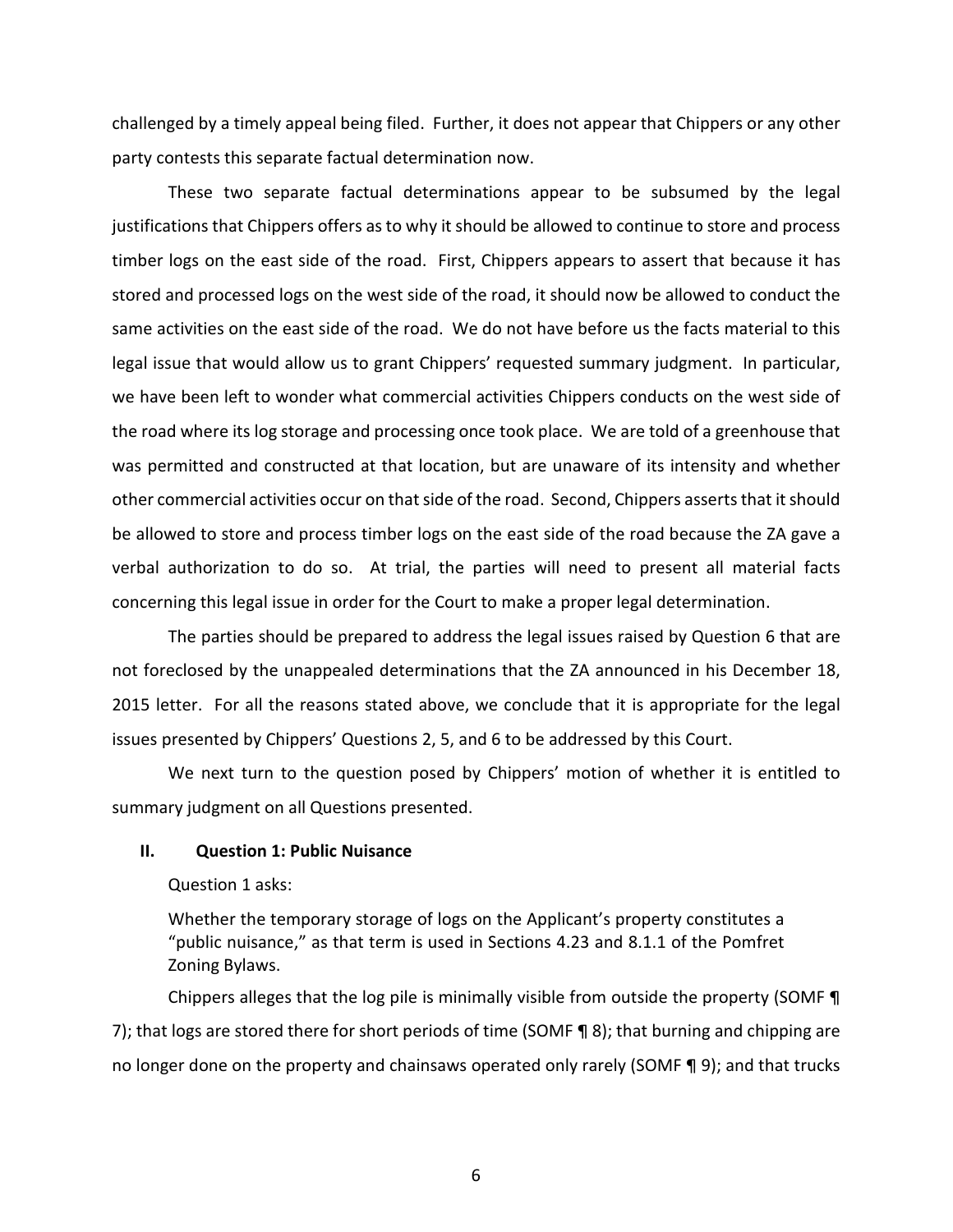challenged by a timely appeal being filed. Further, it does not appear that Chippers or any other party contests this separate factual determination now.

These two separate factual determinations appear to be subsumed by the legal justifications that Chippers offers as to why it should be allowed to continue to store and process timber logs on the east side of the road. First, Chippers appears to assert that because it has stored and processed logs on the west side of the road, it should now be allowed to conduct the same activities on the east side of the road. We do not have before us the facts material to this legal issue that would allow us to grant Chippers' requested summary judgment. In particular, we have been left to wonder what commercial activities Chippers conducts on the west side of the road where its log storage and processing once took place. We are told of a greenhouse that was permitted and constructed at that location, but are unaware of its intensity and whether other commercial activities occur on that side of the road. Second, Chippers asserts that it should be allowed to store and process timber logs on the east side of the road because the ZA gave a verbal authorization to do so. At trial, the parties will need to present all material facts concerning this legal issue in order for the Court to make a proper legal determination.

The parties should be prepared to address the legal issues raised by Question 6 that are not foreclosed by the unappealed determinations that the ZA announced in his December 18, 2015 letter. For all the reasons stated above, we conclude that it is appropriate for the legal issues presented by Chippers' Questions 2, 5, and 6 to be addressed by this Court.

We next turn to the question posed by Chippers' motion of whether it is entitled to summary judgment on all Questions presented.

## II. Question 1: Public Nuisance

Question 1 asks:

> Whether the temporary storage of logs on the Applicant's property constitutes a "public nuisance," as that term is used in Sections 4.23 and 8.1.1 of the Pomfret Zoning Bylaws.

Chippers alleges that the log pile is minimally visible from outside the property (SOMF ¶ 7); that logs are stored there for short periods of time (SOMF ¶ 8); that burning and chipping are no longer done on the property and chainsaws operated only rarely (SOMF ¶ 9); and that trucks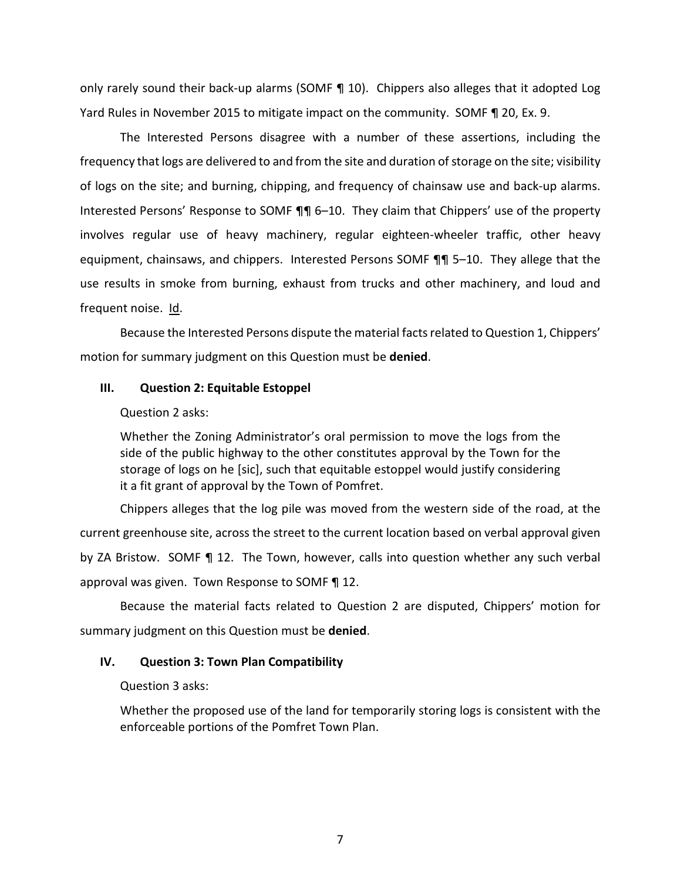only rarely sound their back-up alarms (SOMF ¶ 10). Chippers also alleges that it adopted Log Yard Rules in November 2015 to mitigate impact on the community. SOMF ¶ 20, Ex. 9.

The Interested Persons disagree with a number of these assertions, including the frequency that logs are delivered to and from the site and duration of storage on the site; visibility of logs on the site; and burning, chipping, and frequency of chainsaw use and back-up alarms. Interested Persons' Response to SOMF ¶¶ 6–10. They claim that Chippers' use of the property involves regular use of heavy machinery, regular eighteen-wheeler traffic, other heavy equipment, chainsaws, and chippers. Interested Persons SOMF ¶¶ 5–10. They allege that the use results in smoke from burning, exhaust from trucks and other machinery, and loud and frequent noise. Id.

Because the Interested Persons dispute the material facts related to Question 1, Chippers' motion for summary judgment on this Question must be **denied**.

### III. Question 2: Equitable Estoppel

Question 2 asks:

> Whether the Zoning Administrator's oral permission to move the logs from the side of the public highway to the other constitutes approval by the Town for the storage of logs on he [sic], such that equitable estoppel would justify considering it a fit grant of approval by the Town of Pomfret.

Chippers alleges that the log pile was moved from the western side of the road, at the current greenhouse site, across the street to the current location based on verbal approval given by ZA Bristow. SOMF ¶ 12. The Town, however, calls into question whether any such verbal approval was given. Town Response to SOMF ¶ 12.

Because the material facts related to Question 2 are disputed, Chippers' motion for summary judgment on this Question must be **denied**.

### IV. Question 3: Town Plan Compatibility

Question 3 asks:

> Whether the proposed use of the land for temporarily storing logs is consistent with the enforceable portions of the Pomfret Town Plan.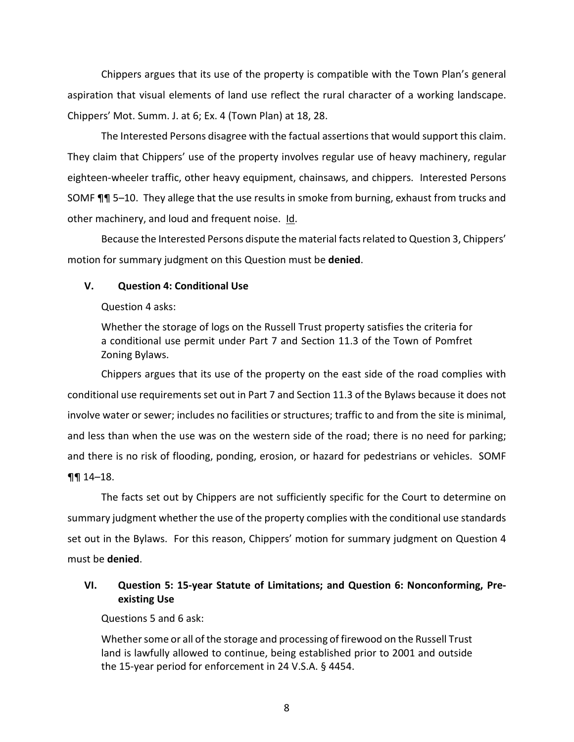Chippers argues that its use of the property is compatible with the Town Plan's general aspiration that visual elements of land use reflect the rural character of a working landscape. Chippers' Mot. Summ. J. at 6; Ex. 4 (Town Plan) at 18, 28.

The Interested Persons disagree with the factual assertions that would support this claim. They claim that Chippers' use of the property involves regular use of heavy machinery, regular eighteen-wheeler traffic, other heavy equipment, chainsaws, and chippers. Interested Persons SOMF ¶¶ 5–10. They allege that the use results in smoke from burning, exhaust from trucks and other machinery, and loud and frequent noise. Id.

Because the Interested Persons dispute the material facts related to Question 3, Chippers' motion for summary judgment on this Question must be **denied**.

## V. Question 4: Conditional Use

Question 4 asks:

> Whether the storage of logs on the Russell Trust property satisfies the criteria for a conditional use permit under Part 7 and Section 11.3 of the Town of Pomfret Zoning Bylaws.

Chippers argues that its use of the property on the east side of the road complies with conditional use requirements set out in Part 7 and Section 11.3 of the Bylaws because it does not involve water or sewer; includes no facilities or structures; traffic to and from the site is minimal, and less than when the use was on the western side of the road; there is no need for parking; and there is no risk of flooding, ponding, erosion, or hazard for pedestrians or vehicles. SOMF ¶¶ 14–18.

The facts set out by Chippers are not sufficiently specific for the Court to determine on summary judgment whether the use of the property complies with the conditional use standards set out in the Bylaws. For this reason, Chippers' motion for summary judgment on Question 4 must be **denied**.

## VI. Question 5: 15-year Statute of Limitations; and Question 6: Nonconforming, Pre-existing Use

Questions 5 and 6 ask:

> Whether some or all of the storage and processing of firewood on the Russell Trust land is lawfully allowed to continue, being established prior to 2001 and outside the 15-year period for enforcement in 24 V.S.A. § 4454.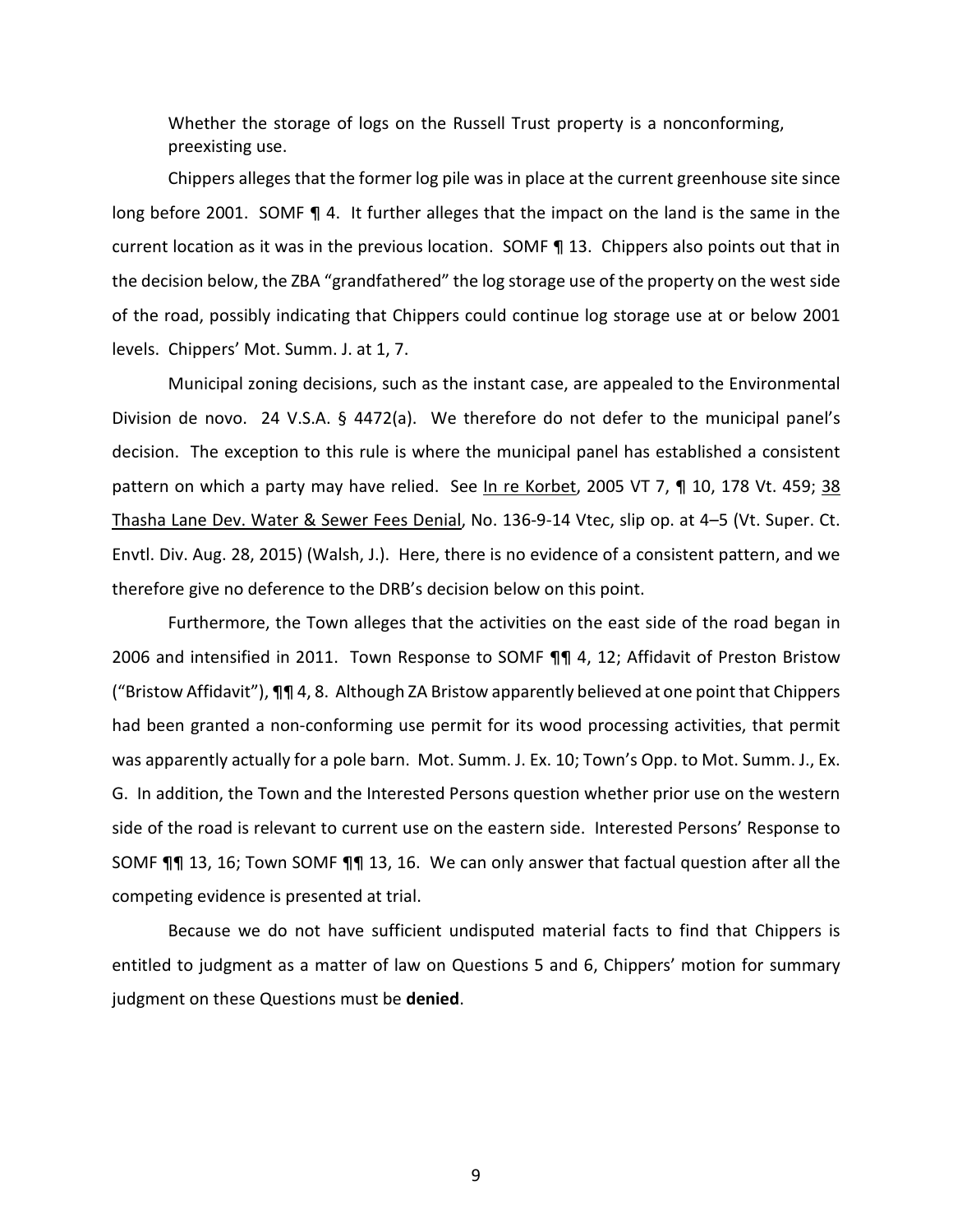Whether the storage of logs on the Russell Trust property is a nonconforming, preexisting use.

Chippers alleges that the former log pile was in place at the current greenhouse site since long before 2001. SOMF ¶ 4. It further alleges that the impact on the land is the same in the current location as it was in the previous location. SOMF ¶ 13. Chippers also points out that in the decision below, the ZBA "grandfathered" the log storage use of the property on the west side of the road, possibly indicating that Chippers could continue log storage use at or below 2001 levels. Chippers' Mot. Summ. J. at 1, 7.

Municipal zoning decisions, such as the instant case, are appealed to the Environmental Division de novo. 24 V.S.A. § 4472(a). We therefore do not defer to the municipal panel's decision. The exception to this rule is where the municipal panel has established a consistent pattern on which a party may have relied. See In re Korbet, 2005 VT 7, ¶ 10, 178 Vt. 459; 38 Thasha Lane Dev. Water & Sewer Fees Denial, No. 136-9-14 Vtec, slip op. at 4–5 (Vt. Super. Ct. Envtl. Div. Aug. 28, 2015) (Walsh, J.). Here, there is no evidence of a consistent pattern, and we therefore give no deference to the DRB's decision below on this point.

Furthermore, the Town alleges that the activities on the east side of the road began in 2006 and intensified in 2011. Town Response to SOMF ¶¶ 4, 12; Affidavit of Preston Bristow ("Bristow Affidavit"), ¶¶ 4, 8. Although ZA Bristow apparently believed at one point that Chippers had been granted a non-conforming use permit for its wood processing activities, that permit was apparently actually for a pole barn. Mot. Summ. J. Ex. 10; Town's Opp. to Mot. Summ. J., Ex. G. In addition, the Town and the Interested Persons question whether prior use on the western side of the road is relevant to current use on the eastern side. Interested Persons' Response to SOMF ¶¶ 13, 16; Town SOMF ¶¶ 13, 16. We can only answer that factual question after all the competing evidence is presented at trial.

Because we do not have sufficient undisputed material facts to find that Chippers is entitled to judgment as a matter of law on Questions 5 and 6, Chippers' motion for summary judgment on these Questions must be **denied**.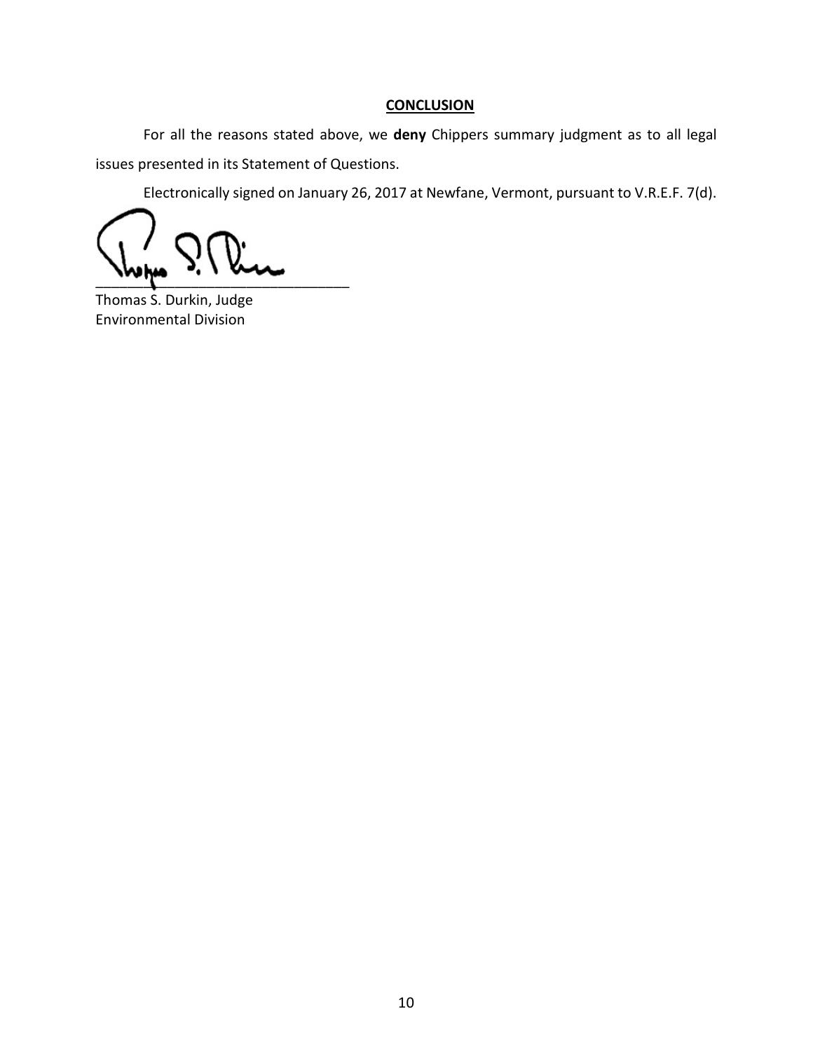**CONCLUSION**

For all the reasons stated above, we **deny** Chippers summary judgment as to all legal issues presented in its Statement of Questions.

Electronically signed on January 26, 2017 at Newfane, Vermont, pursuant to V.R.E.F. 7(d).

_________________________________

Thomas S. Durkin, Judge
Environmental Division